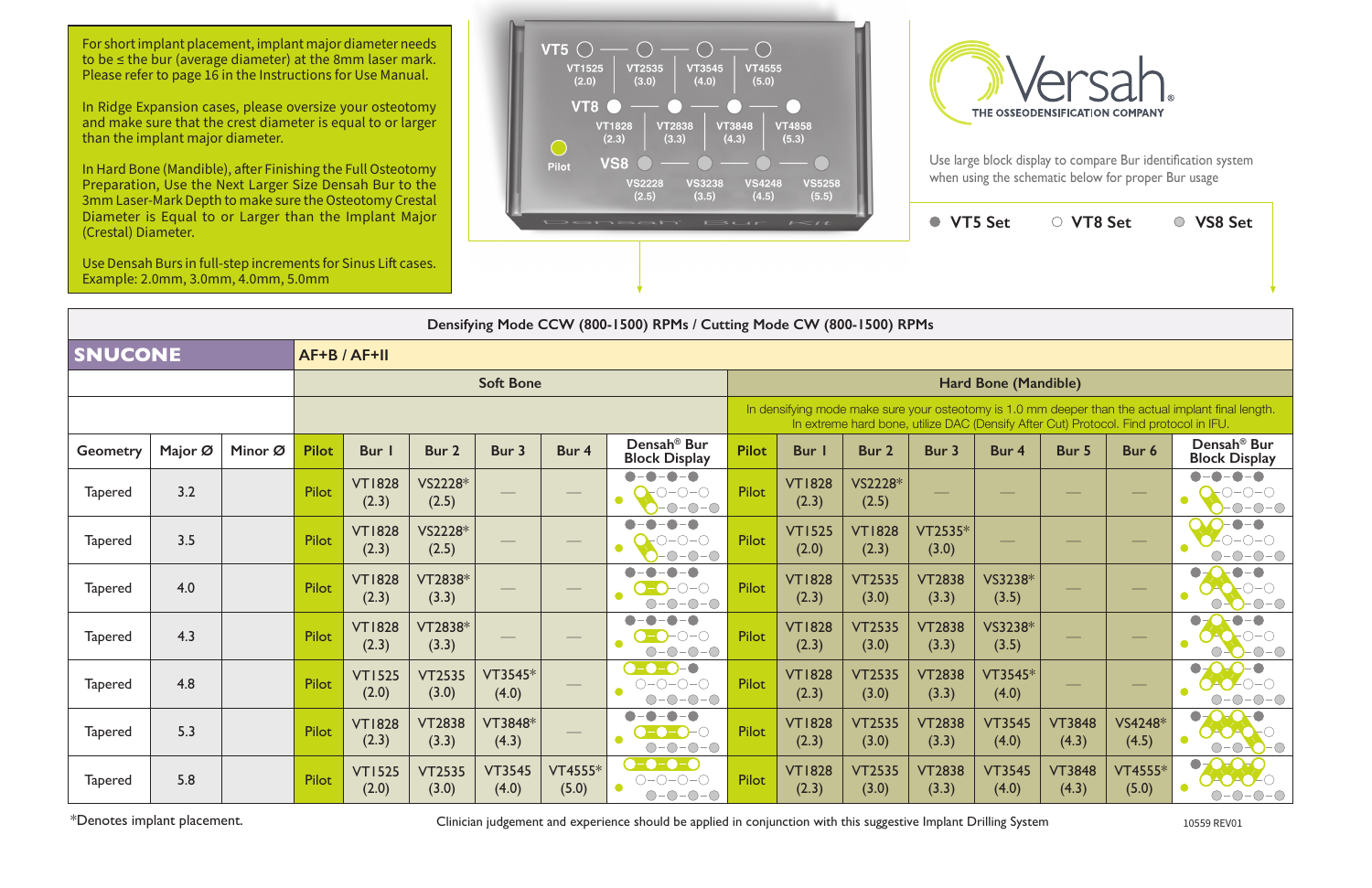For short implant placement, implant major diameter needs to be ≤ the bur (average diameter) at the 8mm laser mark. Please refer to page 16 in the Instructions for Use Manual.

In Ridge Expansion cases, please oversize your osteotomy and make sure that the crest diameter is equal to or larger than the implant major diameter.

In Hard Bone (Mandible), after Finishing the Full Osteotomy Preparation, Use the Next Larger Size Densah Bur to the 3mm Laser-Mark Depth to make sure the Osteotomy Crestal Diameter is Equal to or Larger than the Implant Major (Crestal) Diameter.

Use Densah Burs in full-step increments for Sinus Lift cases. Example: 2.0mm, 3.0mm, 4.0mm, 5.0mm

| | | | | |
|---|---|---|---|---|
| VT5 | VT1525 (2.0) | VT2535 (3.0) | VT3545 (4.0) | VT4555 (5.0) |
| VT8 | VT1828 (2.3) | VT2838 (3.3) | VT3848 (4.3) | VT4858 (5.3) |
| VS8 | VS2228 (2.5) | VS3238 (3.5) | VS4248 (4.5) | VS5258 (5.5) |

Pilot

Densah Bur Kit

# Versah

THE OSSEODENSIFICATION COMPANY

Use large block display to compare Bur identification system when using the schematic below for proper Bur usage

● VT5 Set ○ VT8 Set ● VS8 Set

| Densifying Mode CCW (800-1500) RPMs / Cutting Mode CW (800-1500) RPMs | | | | | | | | | | | | | | | | | |
|---|---|---|---|---|---|---|---|---|---|---|---|---|---|---|---|---|---|
| **SNUCONE** | | | AF+B / AF+II | | | | | | | | | | | | | | |
| | | | Soft Bone | | | | | | Hard Bone (Mandible) | | | | | | | | |
| | | | | | | | | | In densifying mode make sure your osteotomy is 1.0 mm deeper than the actual implant final length. In extreme hard bone, utilize DAC (Densify After Cut) Protocol. Find protocol in IFU. | | | | | | | | |
| Geometry | Major Ø | Minor Ø | Pilot | Bur 1 | Bur 2 | Bur 3 | Bur 4 | Densah® Bur Block Display | Pilot | Bur 1 | Bur 2 | Bur 3 | Bur 4 | Bur 5 | Bur 6 | Densah® Bur Block Display |
| Tapered | 3.2 | | Pilot | VT1828 (2.3) | VS2228* (2.5) | — | — | | Pilot | VT1828 (2.3) | VS2228* (2.5) | — | — | — | — | |
| Tapered | 3.5 | | Pilot | VT1828 (2.3) | VS2228* (2.5) | — | — | | Pilot | VT1525 (2.0) | VT1828 (2.3) | VT2535* (3.0) | — | — | — | |
| Tapered | 4.0 | | Pilot | VT1828 (2.3) | VT2838* (3.3) | — | — | | Pilot | VT1828 (2.3) | VT2535 (3.0) | VT2838 (3.3) | VS3238* (3.5) | — | — | |
| Tapered | 4.3 | | Pilot | VT1828 (2.3) | VT2838* (3.3) | — | — | | Pilot | VT1828 (2.3) | VT2535 (3.0) | VT2838 (3.3) | VS3238* (3.5) | — | — | |
| Tapered | 4.8 | | Pilot | VT1525 (2.0) | VT2535 (3.0) | VT3545* (4.0) | — | | Pilot | VT1828 (2.3) | VT2535 (3.0) | VT2838 (3.3) | VT3545* (4.0) | — | — | |
| Tapered | 5.3 | | Pilot | VT1828 (2.3) | VT2838 (3.3) | VT3848* (4.3) | — | | Pilot | VT1828 (2.3) | VT2535 (3.0) | VT2838 (3.3) | VT3545 (4.0) | VT3848 (4.3) | VS4248* (4.5) | |
| Tapered | 5.8 | | Pilot | VT1525 (2.0) | VT2535 (3.0) | VT3545 (4.0) | VT4555* (5.0) | | Pilot | VT1828 (2.3) | VT2535 (3.0) | VT2838 (3.3) | VT3545 (4.0) | VT3848 (4.3) | VT4555* (5.0) | |

*Denotes implant placement.

Clinician judgement and experience should be applied in conjunction with this suggestive Implant Drilling System

10559 REV01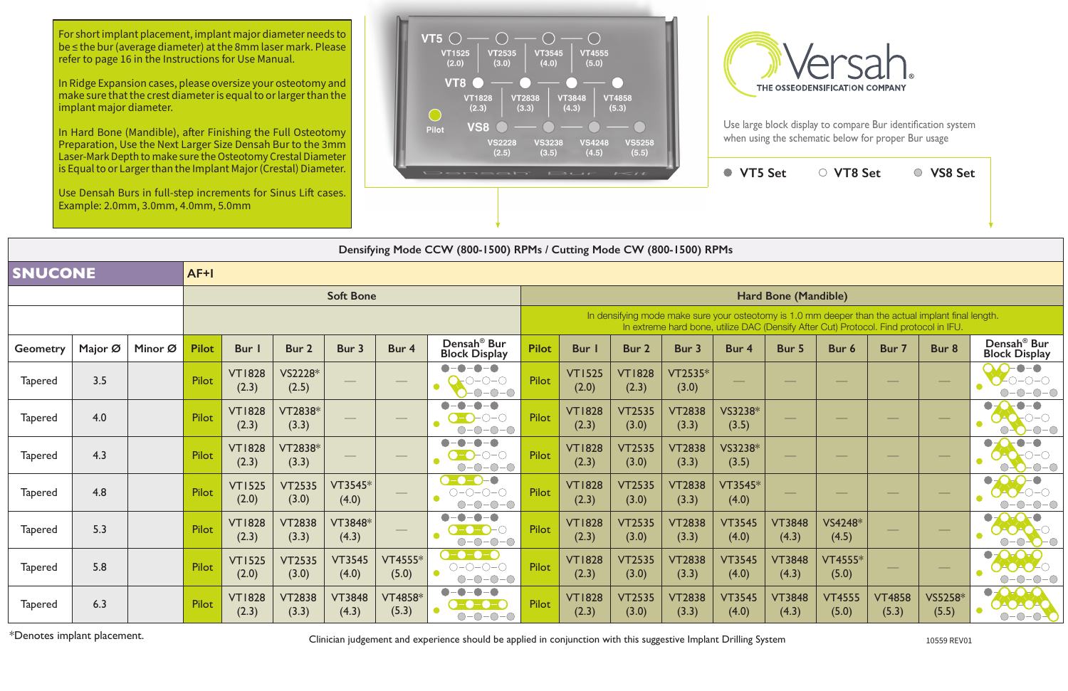For short implant placement, implant major diameter needs to be ≤ the bur (average diameter) at the 8mm laser mark. Please refer to page 16 in the Instructions for Use Manual.

In Ridge Expansion cases, please oversize your osteotomy and make sure that the crest diameter is equal to or larger than the implant major diameter.

In Hard Bone (Mandible), after Finishing the Full Osteotomy Preparation, Use the Next Larger Size Densah Bur to the 3mm Laser-Mark Depth to make sure the Osteotomy Crestal Diameter is Equal to or Larger than the Implant Major (Crestal) Diameter.

Use Densah Burs in full-step increments for Sinus Lift cases. Example: 2.0mm, 3.0mm, 4.0mm, 5.0mm

VT5: VT1525 (2.0), VT2535 (3.0), VT3545 (4.0), VT4555 (5.0)
VT8: VT1828 (2.3), VT2838 (3.3), VT3848 (4.3), VT4858 (5.3)
Pilot
VS8: VS2228 (2.5), VS3238 (3.5), VS4248 (4.5), VS5258 (5.5)

Versah® THE OSSEODENSIFICATION COMPANY

Use large block display to compare Bur identification system when using the schematic below for proper Bur usage

● VT5 Set ○ VT8 Set ● VS8 Set

| Densifying Mode CCW (800-1500) RPMs / Cutting Mode CW (800-1500) RPMs | | | | | | | | | | | | | | | | | | | |
|---|---|---|---|---|---|---|---|---|---|---|---|---|---|---|---|---|---|---|---|
| **SNUCONE** | | | AF+I | | | | | | | | | | | | | | | | |
| | | | Soft Bone | | | | | | Hard Bone (Mandible) | | | | | | | | | | |
| | | | | | | | | | In densifying mode make sure your osteotomy is 1.0 mm deeper than the actual implant final length. In extreme hard bone, utilize DAC (Densify After Cut) Protocol. Find protocol in IFU. | | | | | | | | | | |
| Geometry | Major Ø | Minor Ø | Pilot | Bur 1 | Bur 2 | Bur 3 | Bur 4 | Densah® Bur Block Display | Pilot | Bur 1 | Bur 2 | Bur 3 | Bur 4 | Bur 5 | Bur 6 | Bur 7 | Bur 8 | Densah® Bur Block Display |
| Tapered | 3.5 | | Pilot | VT1828 (2.3) | VS2228* (2.5) | — | — | | Pilot | VT1525 (2.0) | VT1828 (2.3) | VT2535* (3.0) | — | — | — | — | — | |
| Tapered | 4.0 | | Pilot | VT1828 (2.3) | VT2838* (3.3) | — | — | | Pilot | VT1828 (2.3) | VT2535 (3.0) | VT2838 (3.3) | VS3238* (3.5) | — | — | — | — | |
| Tapered | 4.3 | | Pilot | VT1828 (2.3) | VT2838* (3.3) | — | — | | Pilot | VT1828 (2.3) | VT2535 (3.0) | VT2838 (3.3) | VS3238* (3.5) | — | — | — | — | |
| Tapered | 4.8 | | Pilot | VT1525 (2.0) | VT2535 (3.0) | VT3545* (4.0) | — | | Pilot | VT1828 (2.3) | VT2535 (3.0) | VT2838 (3.3) | VT3545* (4.0) | — | — | — | — | |
| Tapered | 5.3 | | Pilot | VT1828 (2.3) | VT2838 (3.3) | VT3848* (4.3) | — | | Pilot | VT1828 (2.3) | VT2535 (3.0) | VT2838 (3.3) | VT3545 (4.0) | VT3848 (4.3) | VS4248* (4.5) | — | — | |
| Tapered | 5.8 | | Pilot | VT1525 (2.0) | VT2535 (3.0) | VT3545 (4.0) | VT4555* (5.0) | | Pilot | VT1828 (2.3) | VT2535 (3.0) | VT2838 (3.3) | VT3545 (4.0) | VT3848 (4.3) | VT4555* (5.0) | — | — | |
| Tapered | 6.3 | | Pilot | VT1828 (2.3) | VT2838 (3.3) | VT3848 (4.3) | VT4858* (5.3) | | Pilot | VT1828 (2.3) | VT2535 (3.0) | VT2838 (3.3) | VT3545 (4.0) | VT3848 (4.3) | VT4555 (5.0) | VT4858 (5.3) | VS5258* (5.5) | |

*Denotes implant placement.

Clinician judgement and experience should be applied in conjunction with this suggestive Implant Drilling System

10559 REV01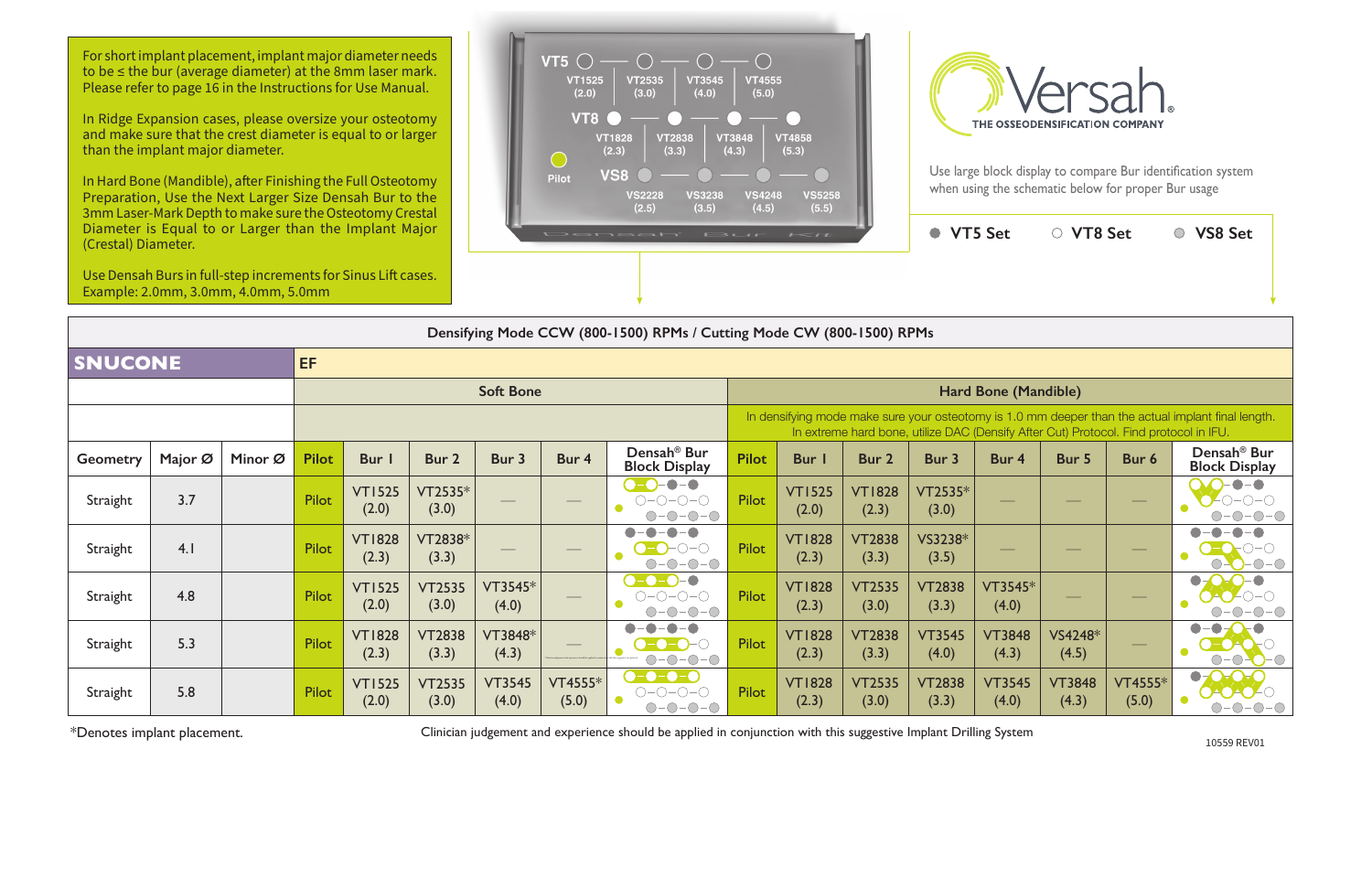For short implant placement, implant major diameter needs to be ≤ the bur (average diameter) at the 8mm laser mark. Please refer to page 16 in the Instructions for Use Manual.

In Ridge Expansion cases, please oversize your osteotomy and make sure that the crest diameter is equal to or larger than the implant major diameter.

In Hard Bone (Mandible), after Finishing the Full Osteotomy Preparation, Use the Next Larger Size Densah Bur to the 3mm Laser-Mark Depth to make sure the Osteotomy Crestal Diameter is Equal to or Larger than the Implant Major (Crestal) Diameter.

Use Densah Burs in full-step increments for Sinus Lift cases. Example: 2.0mm, 3.0mm, 4.0mm, 5.0mm

VT5: VT1525 (2.0) – VT2535 (3.0) – VT3545 (4.0) – VT4555 (5.0)

VT8: VT1828 (2.3) – VT2838 (3.3) – VT3848 (4.3) – VT4858 (5.3)

Pilot

VS8: VS2228 (2.5) – VS3238 (3.5) – VS4248 (4.5) – VS5258 (5.5)

Densah Bur Kit

Versah® THE OSSEODENSIFICATION COMPANY

Use large block display to compare Bur identification system when using the schematic below for proper Bur usage

● VT5 Set ○ VT8 Set ◎ VS8 Set

Densifying Mode CCW (800-1500) RPMs / Cutting Mode CW (800-1500) RPMs

| SNUCONE | | | EF | | | | | | | | | | | | | |
|---|---|---|---|---|---|---|---|---|---|---|---|---|---|---|---|---|
| | | | Soft Bone | | | | | | Hard Bone (Mandible) | | | | | | | |
| | | | | | | | | | In densifying mode make sure your osteotomy is 1.0 mm deeper than the actual implant final length. In extreme hard bone, utilize DAC (Densify After Cut) Protocol. Find protocol in IFU. | | | | | | | |
| Geometry | Major Ø | Minor Ø | Pilot | Bur 1 | Bur 2 | Bur 3 | Bur 4 | Densah® Bur Block Display | Pilot | Bur 1 | Bur 2 | Bur 3 | Bur 4 | Bur 5 | Bur 6 | Densah® Bur Block Display |
| Straight | 3.7 | | Pilot | VT1525 (2.0) | VT2535* (3.0) | — | — | | Pilot | VT1525 (2.0) | VT1828 (2.3) | VT2535* (3.0) | — | — | — | |
| Straight | 4.1 | | Pilot | VT1828 (2.3) | VT2838* (3.3) | — | — | | Pilot | VT1828 (2.3) | VT2838 (3.3) | VS3238* (3.5) | — | — | — | |
| Straight | 4.8 | | Pilot | VT1525 (2.0) | VT2535 (3.0) | VT3545* (4.0) | — | | Pilot | VT1828 (2.3) | VT2535 (3.0) | VT2838 (3.3) | VT3545* (4.0) | — | — | |
| Straight | 5.3 | | Pilot | VT1828 (2.3) | VT2838 (3.3) | VT3848* (4.3) | — | | Pilot | VT1828 (2.3) | VT2838 (3.3) | VT3545 (4.0) | VT3848 (4.3) | VS4248* (4.5) | — | |
| Straight | 5.8 | | Pilot | VT1525 (2.0) | VT2535 (3.0) | VT3545 (4.0) | VT4555* (5.0) | | Pilot | VT1828 (2.3) | VT2535 (3.0) | VT2838 (3.3) | VT3545 (4.0) | VT3848 (4.3) | VT4555* (5.0) | |

*Denotes implant placement.

Clinician judgement and experience should be applied in conjunction with this suggestive Implant Drilling System

10559 REV01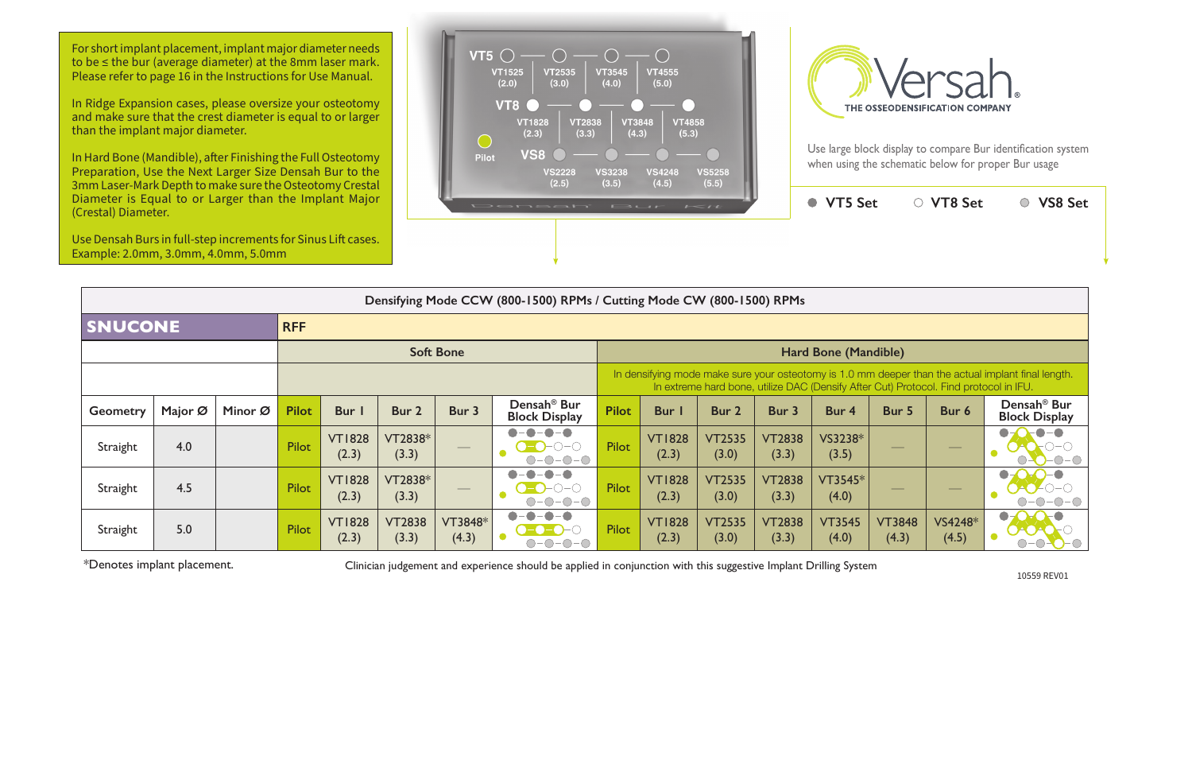For short implant placement, implant major diameter needs to be ≤ the bur (average diameter) at the 8mm laser mark. Please refer to page 16 in the Instructions for Use Manual.

In Ridge Expansion cases, please oversize your osteotomy and make sure that the crest diameter is equal to or larger than the implant major diameter.

In Hard Bone (Mandible), after Finishing the Full Osteotomy Preparation, Use the Next Larger Size Densah Bur to the 3mm Laser-Mark Depth to make sure the Osteotomy Crestal Diameter is Equal to or Larger than the Implant Major (Crestal) Diameter.

Use Densah Burs in full-step increments for Sinus Lift cases. Example: 2.0mm, 3.0mm, 4.0mm, 5.0mm

VT5: VT1525 (2.0) — VT2535 (3.0) — VT3545 (4.0) — VT4555 (5.0)

VT8: VT1828 (2.3) — VT2838 (3.3) — VT3848 (4.3) — VT4858 (5.3)

Pilot

VS8: VS2228 (2.5) — VS3238 (3.5) — VS4248 (4.5) — VS5258 (5.5)

Densah Bur Kit

Versah® THE OSSEODENSIFICATION COMPANY

Use large block display to compare Bur identification system when using the schematic below for proper Bur usage

VT5 Set   VT8 Set   VS8 Set

| Densifying Mode CCW (800-1500) RPMs / Cutting Mode CW (800-1500) RPMs | | | | | | | | | | | | | | | | |
|---|---|---|---|---|---|---|---|---|---|---|---|---|---|---|---|---|
| **SNUCONE** | | | **RFF** | | | | | | | | | | | | | |
| | | | Soft Bone | | | | | Hard Bone (Mandible) | | | | | | | | |
| | | | | | | | | In densifying mode make sure your osteotomy is 1.0 mm deeper than the actual implant final length. In extreme hard bone, utilize DAC (Densify After Cut) Protocol. Find protocol in IFU. | | | | | | | | |
| Geometry | Major Ø | Minor Ø | Pilot | Bur 1 | Bur 2 | Bur 3 | Densah® Bur Block Display | Pilot | Bur 1 | Bur 2 | Bur 3 | Bur 4 | Bur 5 | Bur 6 | Densah® Bur Block Display |
| Straight | 4.0 | | Pilot | VT1828 (2.3) | VT2838* (3.3) | — | | Pilot | VT1828 (2.3) | VT2535 (3.0) | VT2838 (3.3) | VS3238* (3.5) | — | — | |
| Straight | 4.5 | | Pilot | VT1828 (2.3) | VT2838* (3.3) | — | | Pilot | VT1828 (2.3) | VT2535 (3.0) | VT2838 (3.3) | VT3545* (4.0) | — | — | |
| Straight | 5.0 | | Pilot | VT1828 (2.3) | VT2838 (3.3) | VT3848* (4.3) | | Pilot | VT1828 (2.3) | VT2535 (3.0) | VT2838 (3.3) | VT3545 (4.0) | VT3848 (4.3) | VS4248* (4.5) | |

*Denotes implant placement.

Clinician judgement and experience should be applied in conjunction with this suggestive Implant Drilling System

10559 REV01